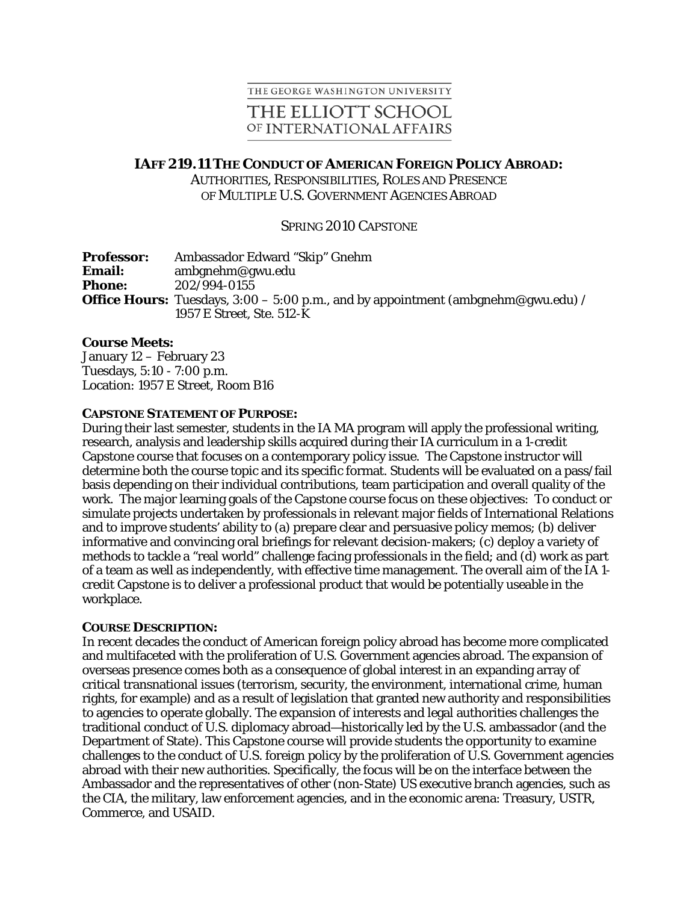THE GEORGE WASHINGTON UNIVERSITY

THE ELLIOTT SCHOOL OF INTERNATIONAL AFFAIRS

# IAFF 219.11 THE CONDUCT OF AMERICAN FOREIGN POLICY ABROAD:

AUTHORITIES, RESPONSIBILITIES, ROLES AND PRESENCE OF MULTIPLE U.S. GOVERNMENT AGENCIES ABROAD

SPRING 2010 CAPSTONE

**Professor:** Ambassador Edward "Skip" Gnehm
**Email:** ambgnehm@gwu.edu
**Phone:** 202/994-0155
**Office Hours:** Tuesdays, 3:00 – 5:00 p.m., and by appointment (ambgnehm@gwu.edu) / 1957 E Street, Ste. 512-K

**Course Meets:**
January 12 – February 23
Tuesdays, 5:10 - 7:00 p.m.
Location: 1957 E Street, Room B16

**CAPSTONE STATEMENT OF PURPOSE:**

During their last semester, students in the IA MA program will apply the professional writing, research, analysis and leadership skills acquired during their IA curriculum in a 1-credit Capstone course that focuses on a contemporary policy issue. The Capstone instructor will determine both the course topic and its specific format. Students will be evaluated on a pass/fail basis depending on their individual contributions, team participation and overall quality of the work. The major learning goals of the Capstone course focus on these objectives: To conduct or simulate projects undertaken by professionals in relevant major fields of International Relations and to improve students' ability to (a) prepare clear and persuasive policy memos; (b) deliver informative and convincing oral briefings for relevant decision-makers; (c) deploy a variety of methods to tackle a "real world" challenge facing professionals in the field; and (d) work as part of a team as well as independently, with effective time management. The overall aim of the IA 1-credit Capstone is to deliver a professional product that would be potentially useable in the workplace.

**COURSE DESCRIPTION:**

In recent decades the conduct of American foreign policy abroad has become more complicated and multifaceted with the proliferation of U.S. Government agencies abroad. The expansion of overseas presence comes both as a consequence of global interest in an expanding array of critical transnational issues (terrorism, security, the environment, international crime, human rights, for example) and as a result of legislation that granted new authority and responsibilities to agencies to operate globally. The expansion of interests and legal authorities challenges the traditional conduct of U.S. diplomacy abroad—historically led by the U.S. ambassador (and the Department of State). This Capstone course will provide students the opportunity to examine challenges to the conduct of U.S. foreign policy by the proliferation of U.S. Government agencies abroad with their new authorities. Specifically, the focus will be on the interface between the Ambassador and the representatives of other (non-State) US executive branch agencies, such as the CIA, the military, law enforcement agencies, and in the economic arena: Treasury, USTR, Commerce, and USAID.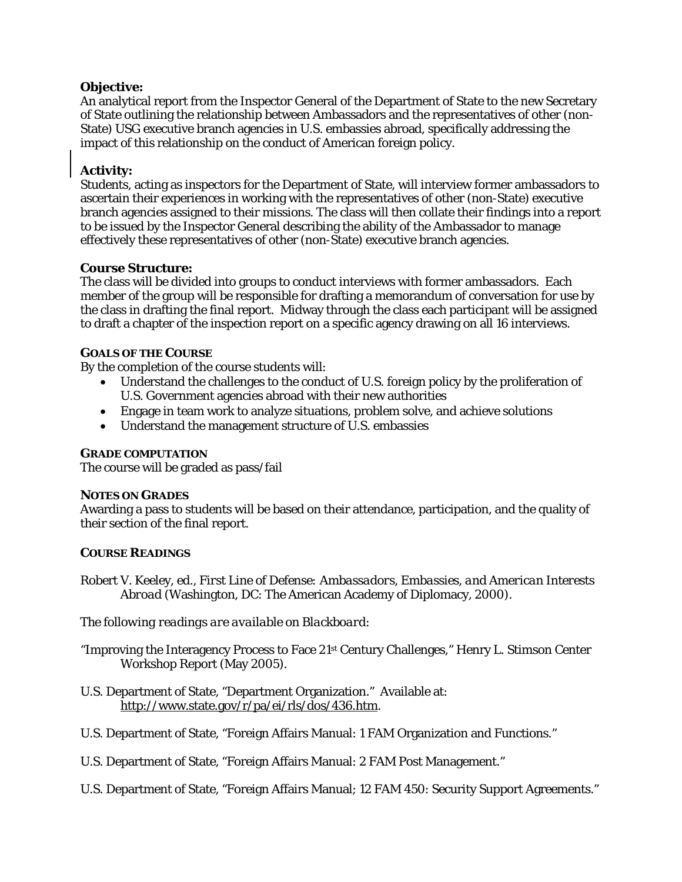**Objective:**
An analytical report from the Inspector General of the Department of State to the new Secretary of State outlining the relationship between Ambassadors and the representatives of other (non-State) USG executive branch agencies in U.S. embassies abroad, specifically addressing the impact of this relationship on the conduct of American foreign policy.

**Activity:**
Students, acting as inspectors for the Department of State, will interview former ambassadors to ascertain their experiences in working with the representatives of other (non-State) executive branch agencies assigned to their missions. The class will then collate their findings into a report to be issued by the Inspector General describing the ability of the Ambassador to manage effectively these representatives of other (non-State) executive branch agencies.

**Course Structure:**
The class will be divided into groups to conduct interviews with former ambassadors. Each member of the group will be responsible for drafting a memorandum of conversation for use by the class in drafting the final report. Midway through the class each participant will be assigned to draft a chapter of the inspection report on a specific agency drawing on all 16 interviews.

**GOALS OF THE COURSE**
By the completion of the course students will:

- Understand the challenges to the conduct of U.S. foreign policy by the proliferation of U.S. Government agencies abroad with their new authorities
- Engage in team work to analyze situations, problem solve, and achieve solutions
- Understand the management structure of U.S. embassies

**GRADE COMPUTATION**
The course will be graded as pass/fail

**NOTES ON GRADES**
Awarding a pass to students will be based on their attendance, participation, and the quality of their section of the final report.

**COURSE READINGS**

Robert V. Keeley, ed., *First Line of Defense: Ambassadors, Embassies, and American Interests Abroad* (Washington, DC: The American Academy of Diplomacy, 2000).

*The following readings are available on Blackboard*:

"Improving the Interagency Process to Face 21st Century Challenges," Henry L. Stimson Center Workshop Report (May 2005).

U.S. Department of State, "Department Organization." Available at: http://www.state.gov/r/pa/ei/rls/dos/436.htm.

U.S. Department of State, "Foreign Affairs Manual: 1 FAM Organization and Functions."

U.S. Department of State, "Foreign Affairs Manual: 2 FAM Post Management."

U.S. Department of State, "Foreign Affairs Manual; 12 FAM 450: Security Support Agreements."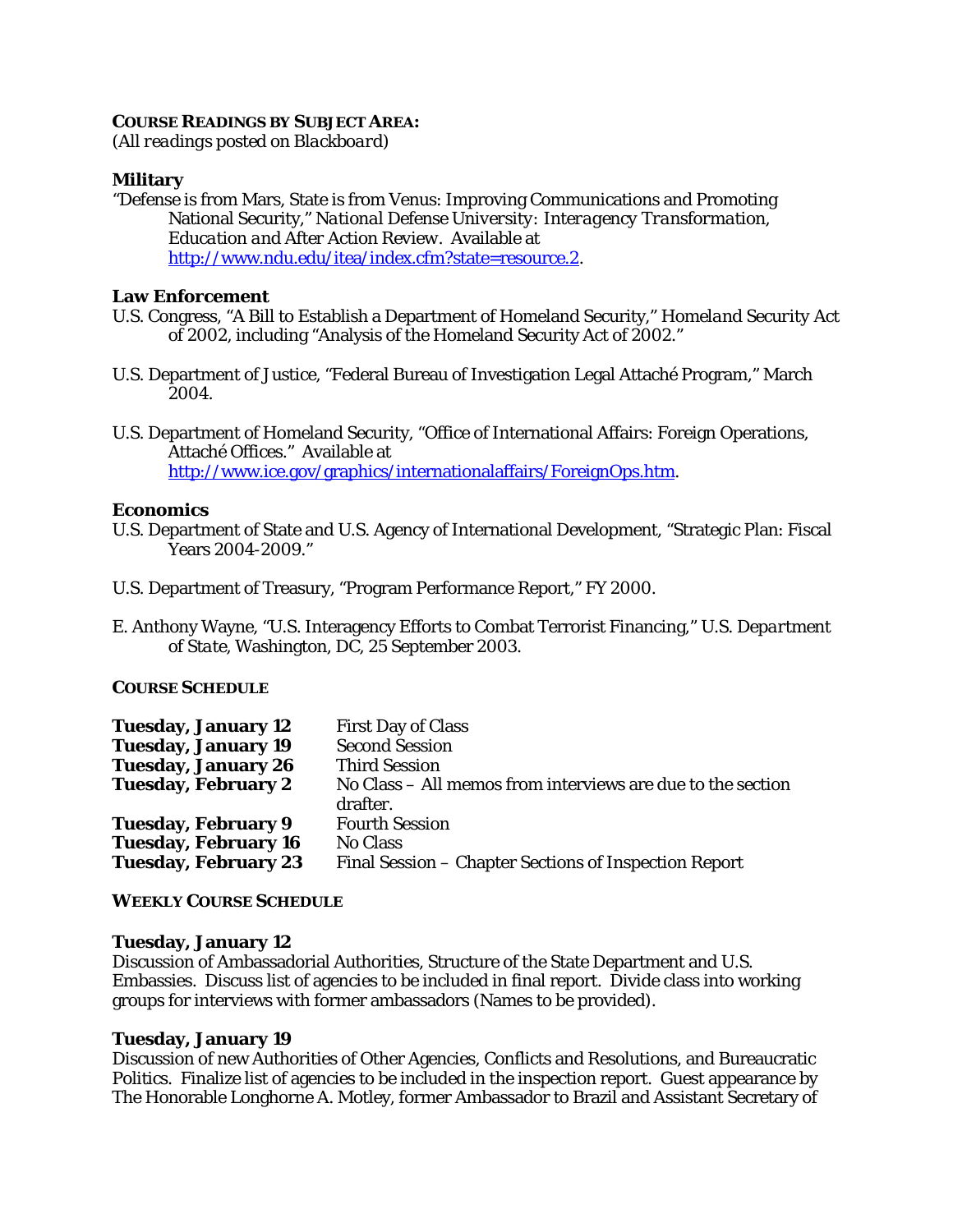**COURSE READINGS BY SUBJECT AREA:**
(*All readings posted on Blackboard*)

### Military

"Defense is from Mars, State is from Venus: Improving Communications and Promoting National Security," *National Defense University: Interagency Transformation, Education and After Action Review*. Available at [http://www.ndu.edu/itea/index.cfm?state=resource.2](http://www.ndu.edu/itea/index.cfm?state=resource.2).

### Law Enforcement

U.S. Congress, "A Bill to Establish a Department of Homeland Security," *Homeland Security Act of 2002*, including "Analysis of the Homeland Security Act of 2002."

U.S. Department of Justice, "Federal Bureau of Investigation Legal Attaché Program," March 2004.

U.S. Department of Homeland Security, "Office of International Affairs: Foreign Operations, Attaché Offices." Available at [http://www.ice.gov/graphics/internationalaffairs/ForeignOps.htm](http://www.ice.gov/graphics/internationalaffairs/ForeignOps.htm).

### Economics

U.S. Department of State and U.S. Agency of International Development, "Strategic Plan: Fiscal Years 2004-2009."

U.S. Department of Treasury, "Program Performance Report," FY 2000.

E. Anthony Wayne, "U.S. Interagency Efforts to Combat Terrorist Financing," *U.S. Department of State*, Washington, DC, 25 September 2003.

**COURSE SCHEDULE**

| | |
|---|---|
| **Tuesday, January 12** | First Day of Class |
| **Tuesday, January 19** | Second Session |
| **Tuesday, January 26** | Third Session |
| **Tuesday, February 2** | No Class – All memos from interviews are due to the section drafter. |
| **Tuesday, February 9** | Fourth Session |
| **Tuesday, February 16** | No Class |
| **Tuesday, February 23** | Final Session – Chapter Sections of Inspection Report |

**WEEKLY COURSE SCHEDULE**

**Tuesday, January 12**
Discussion of Ambassadorial Authorities, Structure of the State Department and U.S. Embassies. Discuss list of agencies to be included in final report. Divide class into working groups for interviews with former ambassadors (Names to be provided).

**Tuesday, January 19**
Discussion of new Authorities of Other Agencies, Conflicts and Resolutions, and Bureaucratic Politics. Finalize list of agencies to be included in the inspection report. Guest appearance by The Honorable Longhorne A. Motley, former Ambassador to Brazil and Assistant Secretary of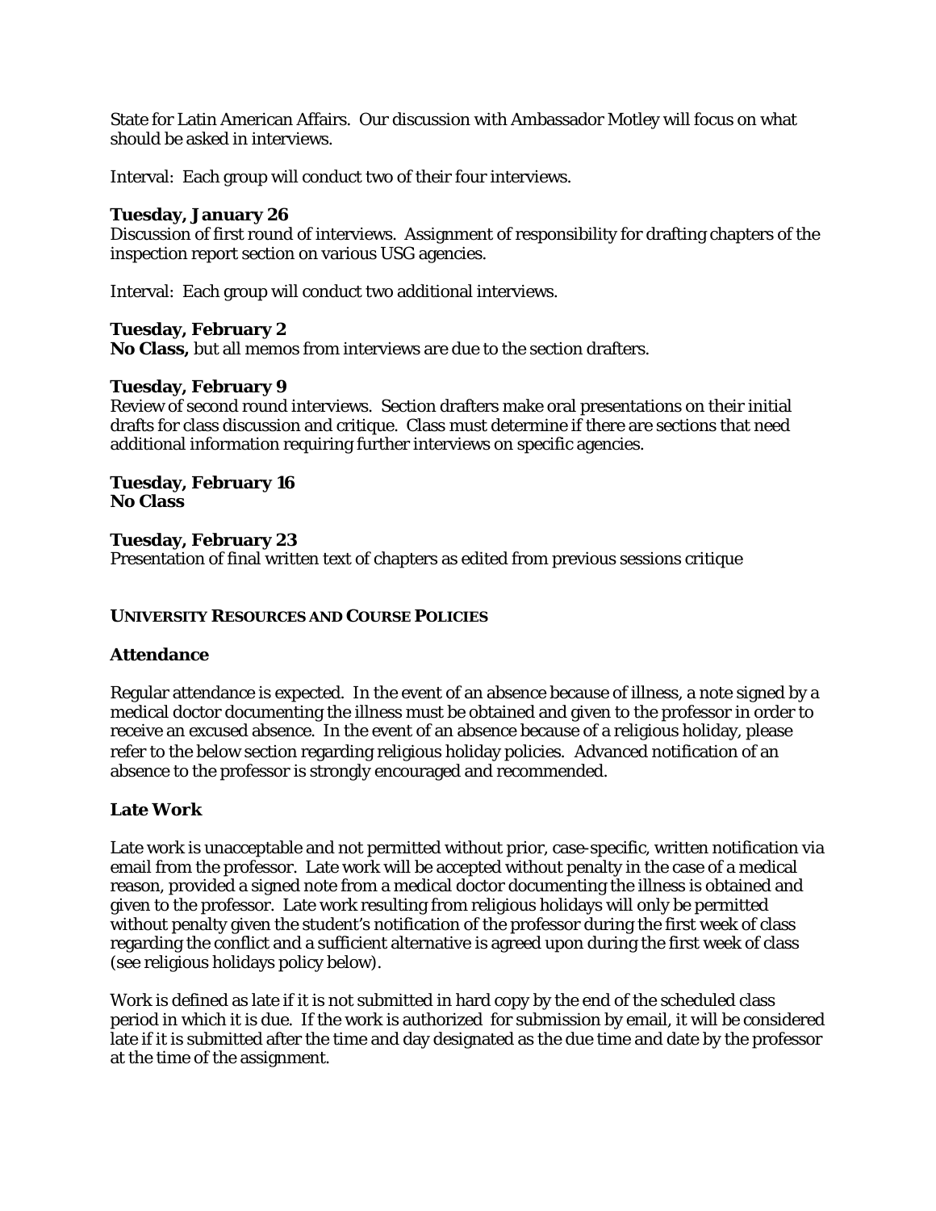State for Latin American Affairs. Our discussion with Ambassador Motley will focus on what should be asked in interviews.

Interval: Each group will conduct two of their four interviews.

**Tuesday, January 26**
Discussion of first round of interviews. Assignment of responsibility for drafting chapters of the inspection report section on various USG agencies.

Interval: Each group will conduct two additional interviews.

**Tuesday, February 2**
**No Class,** but all memos from interviews are due to the section drafters.

**Tuesday, February 9**
Review of second round interviews. Section drafters make oral presentations on their initial drafts for class discussion and critique. Class must determine if there are sections that need additional information requiring further interviews on specific agencies.

**Tuesday, February 16**
**No Class**

**Tuesday, February 23**
Presentation of final written text of chapters as edited from previous sessions critique

## UNIVERSITY RESOURCES AND COURSE POLICIES

### Attendance

Regular attendance is expected. In the event of an absence because of illness, a note signed by a medical doctor documenting the illness must be obtained and given to the professor in order to receive an excused absence. In the event of an absence because of a religious holiday, please refer to the below section regarding religious holiday policies. Advanced notification of an absence to the professor is strongly encouraged and recommended.

### Late Work

Late work is unacceptable and not permitted without prior, case-specific, written notification via email from the professor. Late work will be accepted without penalty in the case of a medical reason, provided a signed note from a medical doctor documenting the illness is obtained and given to the professor. Late work resulting from religious holidays will only be permitted without penalty given the student's notification of the professor during the first week of class regarding the conflict and a sufficient alternative is agreed upon during the first week of class (see religious holidays policy below).

Work is defined as late if it is not submitted in hard copy by the end of the scheduled class period in which it is due. If the work is authorized for submission by email, it will be considered late if it is submitted after the time and day designated as the due time and date by the professor at the time of the assignment.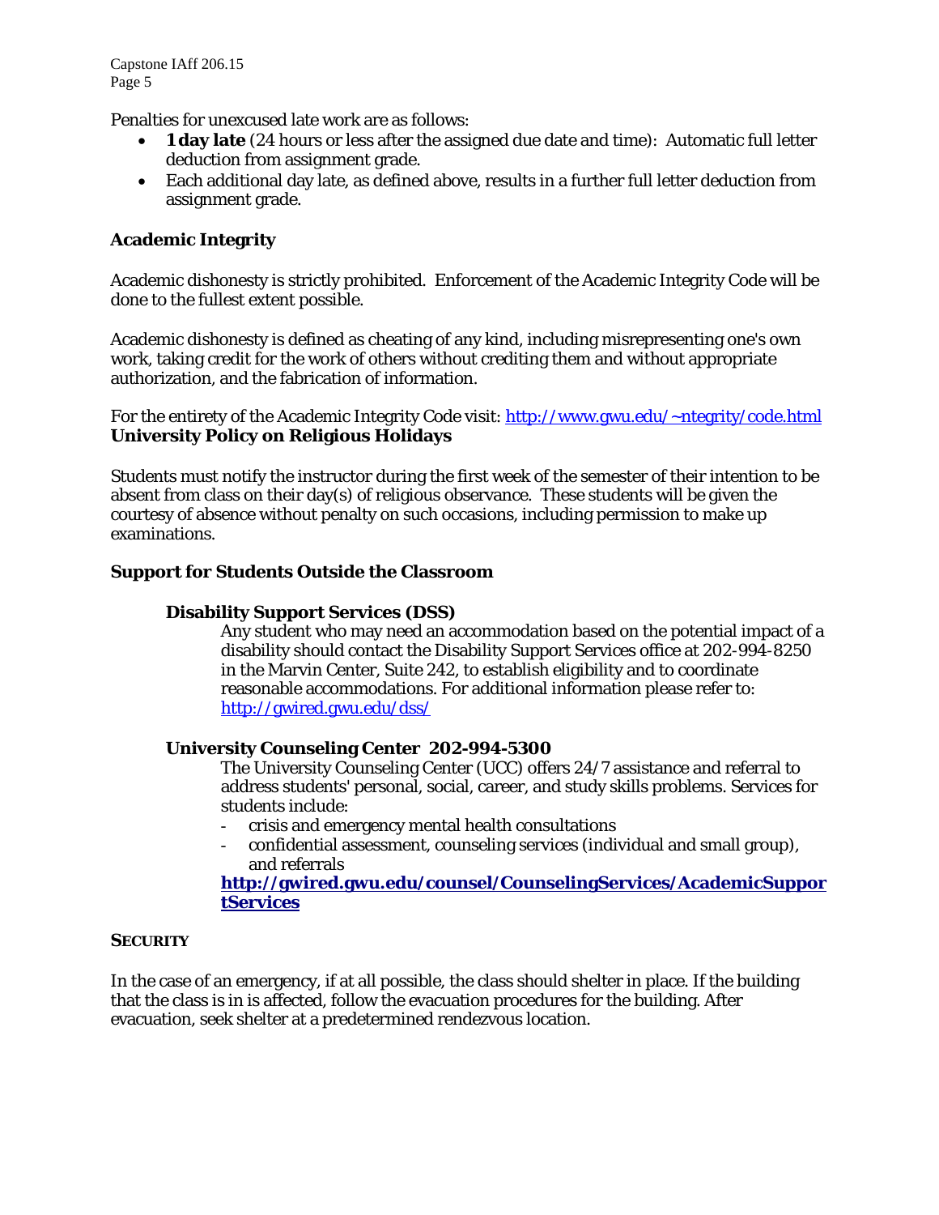Penalties for unexcused late work are as follows:

- **1 day late** (24 hours or less after the assigned due date and time): Automatic full letter deduction from assignment grade.
- Each additional day late, as defined above, results in a further full letter deduction from assignment grade.

## Academic Integrity

Academic dishonesty is strictly prohibited. Enforcement of the Academic Integrity Code will be done to the fullest extent possible.

Academic dishonesty is defined as cheating of any kind, including misrepresenting one's own work, taking credit for the work of others without crediting them and without appropriate authorization, and the fabrication of information.

For the entirety of the Academic Integrity Code visit: [http://www.gwu.edu/~ntegrity/code.html](http://www.gwu.edu/~ntegrity/code.html)

## University Policy on Religious Holidays

Students must notify the instructor during the first week of the semester of their intention to be absent from class on their day(s) of religious observance. These students will be given the courtesy of absence without penalty on such occasions, including permission to make up examinations.

## Support for Students Outside the Classroom

### Disability Support Services (DSS)

Any student who may need an accommodation based on the potential impact of a disability should contact the Disability Support Services office at 202-994-8250 in the Marvin Center, Suite 242, to establish eligibility and to coordinate reasonable accommodations. For additional information please refer to: [http://gwired.gwu.edu/dss/](http://gwired.gwu.edu/dss/)

### University Counseling Center 202-994-5300

The University Counseling Center (UCC) offers 24/7 assistance and referral to address students' personal, social, career, and study skills problems. Services for students include:

- crisis and emergency mental health consultations
- confidential assessment, counseling services (individual and small group), and referrals

**[http://gwired.gwu.edu/counsel/CounselingServices/AcademicSupportServices](http://gwired.gwu.edu/counsel/CounselingServices/AcademicSupportServices)**

## SECURITY

In the case of an emergency, if at all possible, the class should shelter in place. If the building that the class is in is affected, follow the evacuation procedures for the building. After evacuation, seek shelter at a predetermined rendezvous location.